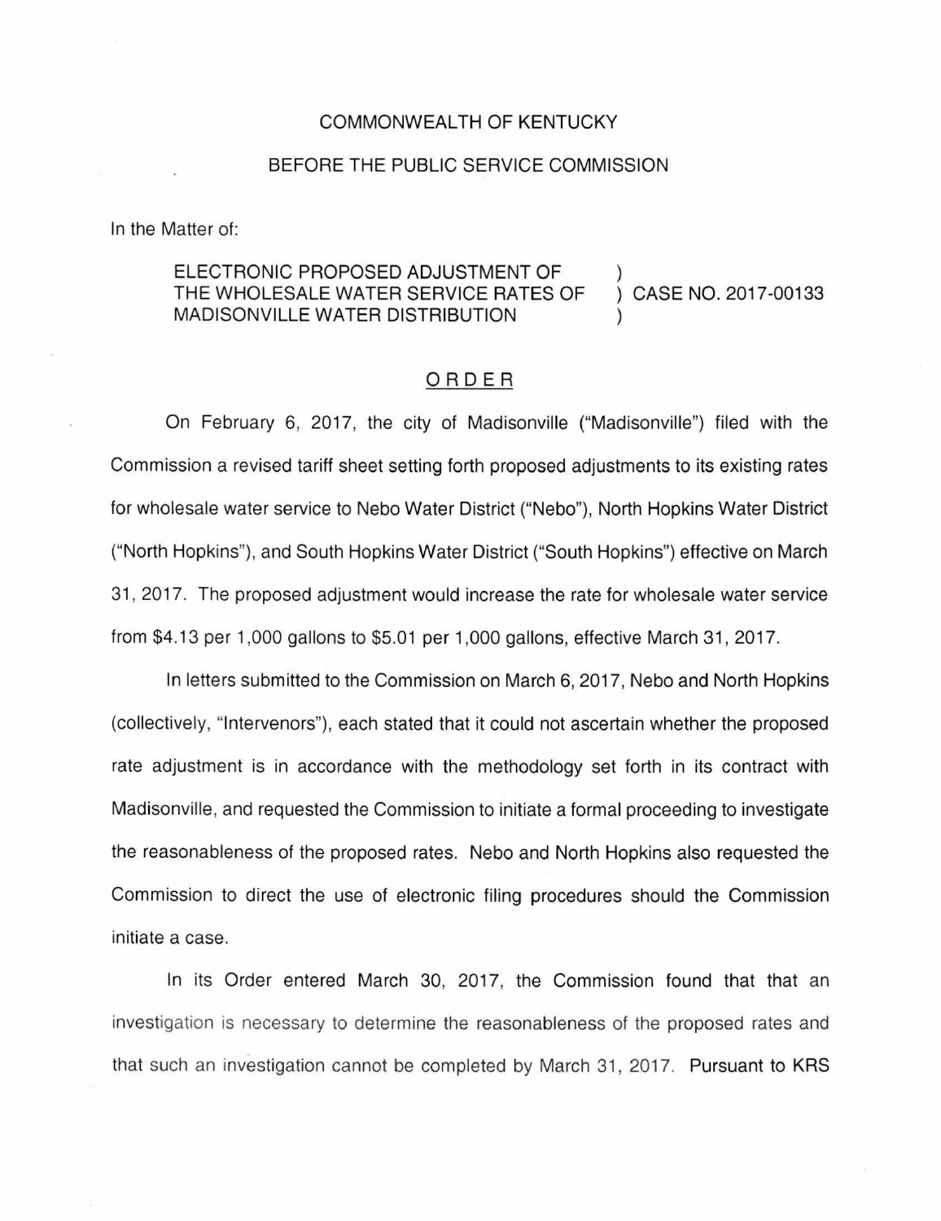COMMONWEALTH OF KENTUCKY

BEFORE THE PUBLIC SERVICE COMMISSION

In the Matter of:

| | | |
|---|---|---|
| ELECTRONIC PROPOSED ADJUSTMENT OF THE WHOLESALE WATER SERVICE RATES OF MADISONVILLE WATER DISTRIBUTION | ) ) ) | CASE NO. 2017-00133 |

## ORDER

On February 6, 2017, the city of Madisonville ("Madisonville") filed with the Commission a revised tariff sheet setting forth proposed adjustments to its existing rates for wholesale water service to Nebo Water District ("Nebo"), North Hopkins Water District ("North Hopkins"), and South Hopkins Water District ("South Hopkins") effective on March 31, 2017. The proposed adjustment would increase the rate for wholesale water service from $4.13 per 1,000 gallons to $5.01 per 1,000 gallons, effective March 31, 2017.

In letters submitted to the Commission on March 6, 2017, Nebo and North Hopkins (collectively, "Intervenors"), each stated that it could not ascertain whether the proposed rate adjustment is in accordance with the methodology set forth in its contract with Madisonville, and requested the Commission to initiate a formal proceeding to investigate the reasonableness of the proposed rates. Nebo and North Hopkins also requested the Commission to direct the use of electronic filing procedures should the Commission initiate a case.

In its Order entered March 30, 2017, the Commission found that that an investigation is necessary to determine the reasonableness of the proposed rates and that such an investigation cannot be completed by March 31, 2017. Pursuant to KRS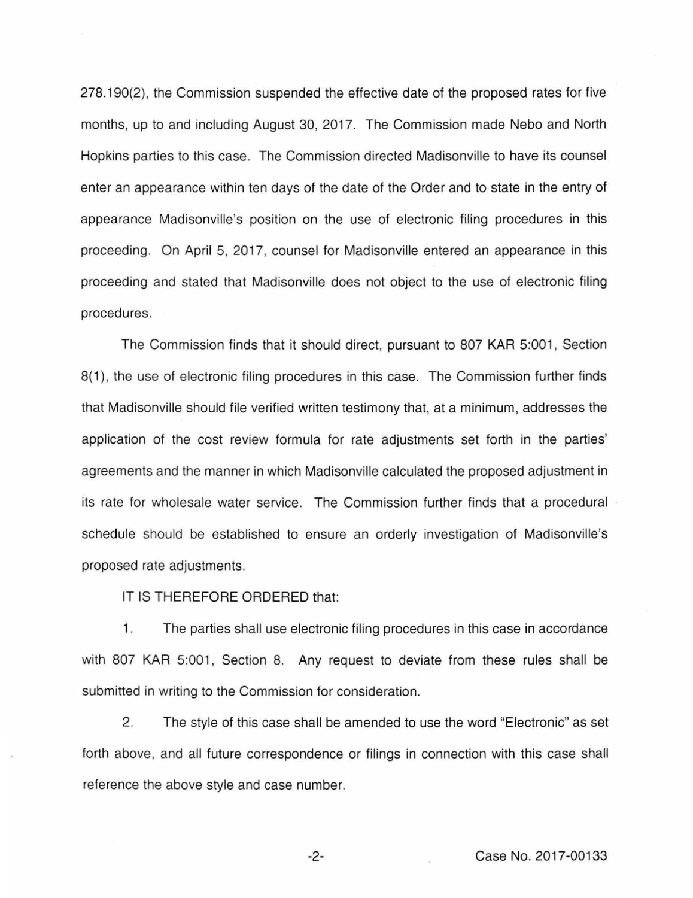278.190(2), the Commission suspended the effective date of the proposed rates for five months, up to and including August 30, 2017. The Commission made Nebo and North Hopkins parties to this case. The Commission directed Madisonville to have its counsel enter an appearance within ten days of the date of the Order and to state in the entry of appearance Madisonville's position on the use of electronic filing procedures in this proceeding. On April 5, 2017, counsel for Madisonville entered an appearance in this proceeding and stated that Madisonville does not object to the use of electronic filing procedures.

The Commission finds that it should direct, pursuant to 807 KAR 5:001, Section 8(1), the use of electronic filing procedures in this case. The Commission further finds that Madisonville should file verified written testimony that, at a minimum, addresses the application of the cost review formula for rate adjustments set forth in the parties' agreements and the manner in which Madisonville calculated the proposed adjustment in its rate for wholesale water service. The Commission further finds that a procedural schedule should be established to ensure an orderly investigation of Madisonville's proposed rate adjustments.

IT IS THEREFORE ORDERED that:

1. The parties shall use electronic filing procedures in this case in accordance with 807 KAR 5:001, Section 8. Any request to deviate from these rules shall be submitted in writing to the Commission for consideration.

2. The style of this case shall be amended to use the word "Electronic" as set forth above, and all future correspondence or filings in connection with this case shall reference the above style and case number.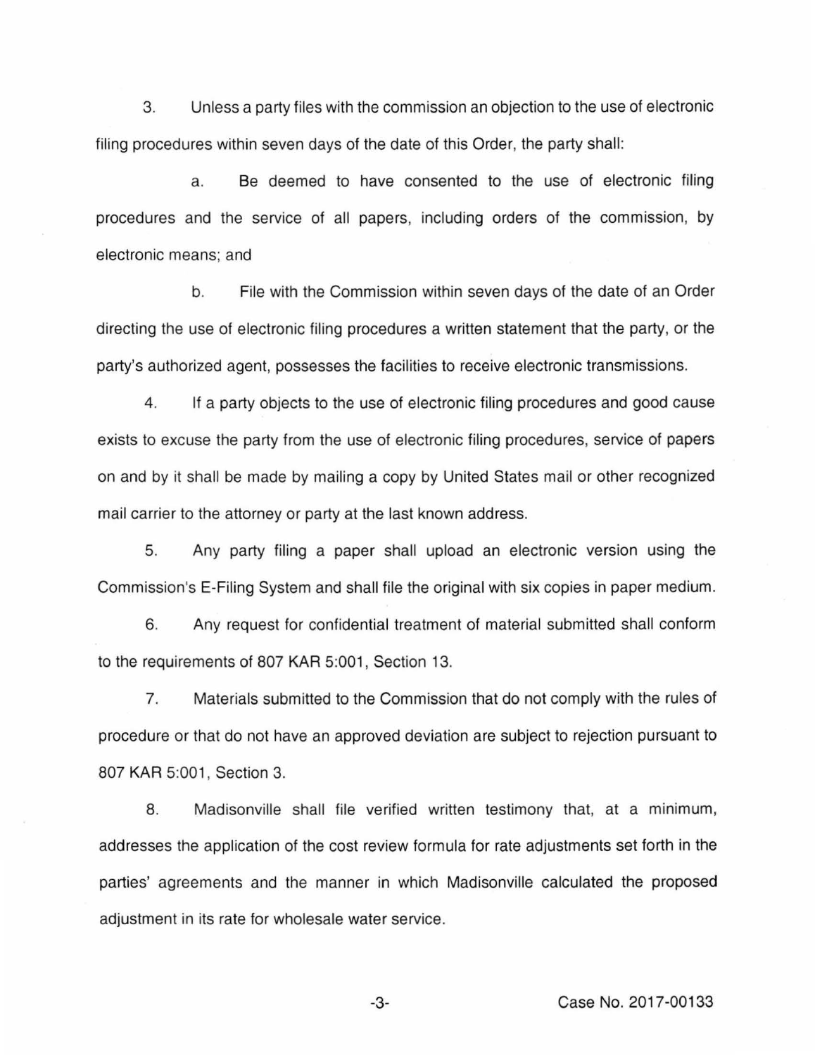3. Unless a party files with the commission an objection to the use of electronic filing procedures within seven days of the date of this Order, the party shall:

   a. Be deemed to have consented to the use of electronic filing procedures and the service of all papers, including orders of the commission, by electronic means; and

   b. File with the Commission within seven days of the date of an Order directing the use of electronic filing procedures a written statement that the party, or the party's authorized agent, possesses the facilities to receive electronic transmissions.

4. If a party objects to the use of electronic filing procedures and good cause exists to excuse the party from the use of electronic filing procedures, service of papers on and by it shall be made by mailing a copy by United States mail or other recognized mail carrier to the attorney or party at the last known address.

5. Any party filing a paper shall upload an electronic version using the Commission's E-Filing System and shall file the original with six copies in paper medium.

6. Any request for confidential treatment of material submitted shall conform to the requirements of 807 KAR 5:001, Section 13.

7. Materials submitted to the Commission that do not comply with the rules of procedure or that do not have an approved deviation are subject to rejection pursuant to 807 KAR 5:001, Section 3.

8. Madisonville shall file verified written testimony that, at a minimum, addresses the application of the cost review formula for rate adjustments set forth in the parties' agreements and the manner in which Madisonville calculated the proposed adjustment in its rate for wholesale water service.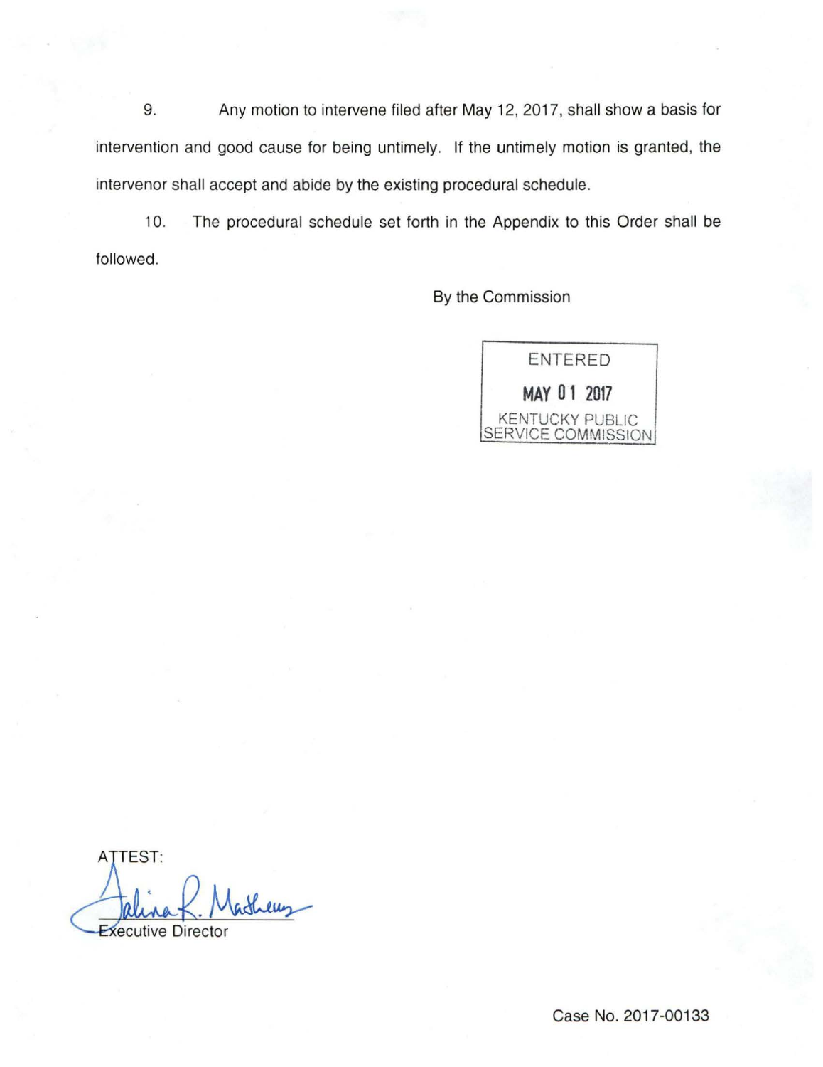9. Any motion to intervene filed after May 12, 2017, shall show a basis for intervention and good cause for being untimely. If the untimely motion is granted, the intervenor shall accept and abide by the existing procedural schedule.

10. The procedural schedule set forth in the Appendix to this Order shall be followed.

By the Commission

ENTERED

MAY 01 2017

KENTUCKY PUBLIC SERVICE COMMISSION

ATTEST:

Executive Director

Case No. 2017-00133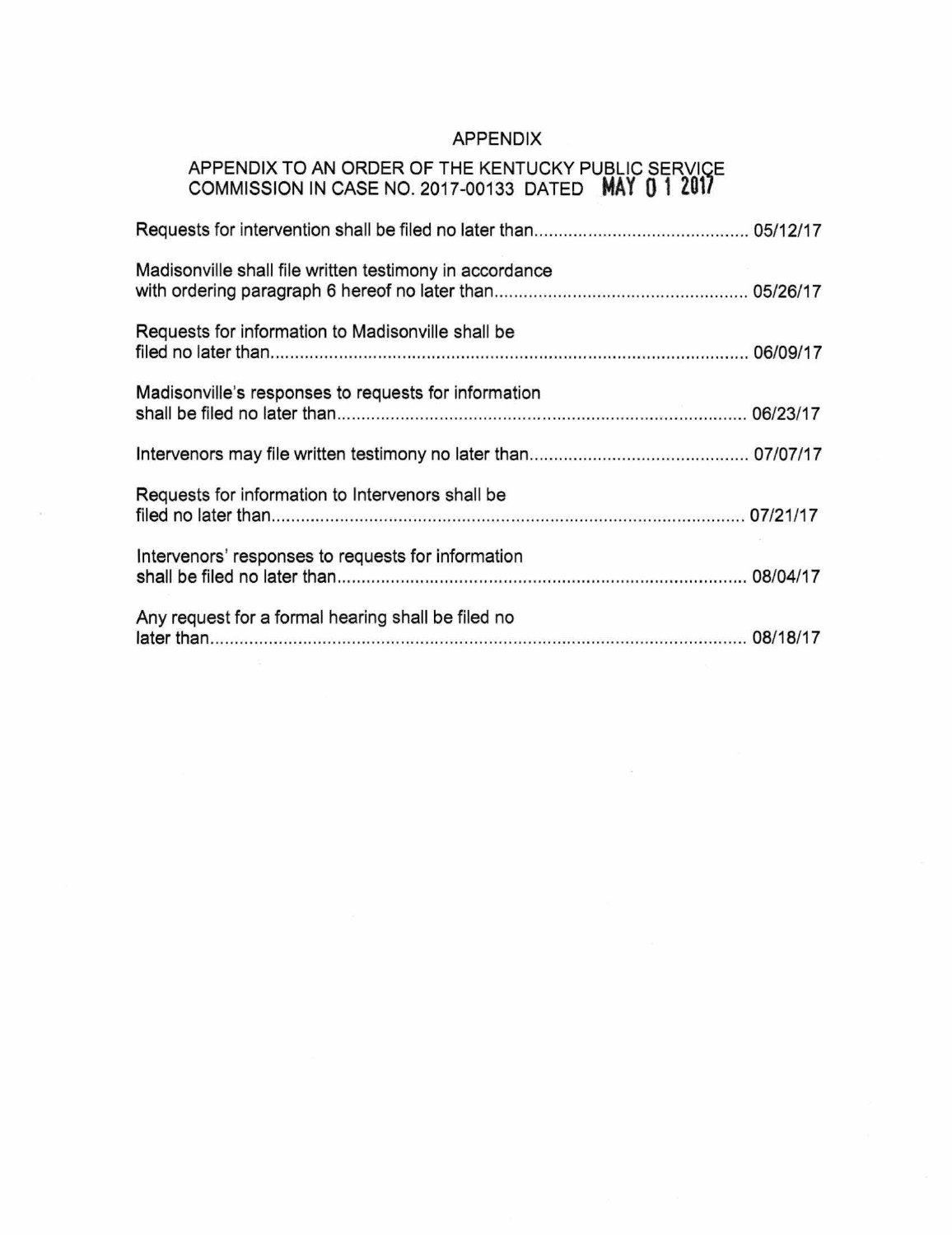# APPENDIX

## APPENDIX TO AN ORDER OF THE KENTUCKY PUBLIC SERVICE COMMISSION IN CASE NO. 2017-00133 DATED MAY 01 2017

Requests for intervention shall be filed no later than............................................ 05/12/17

Madisonville shall file written testimony in accordance with ordering paragraph 6 hereof no later than.................................................... 05/26/17

Requests for information to Madisonville shall be filed no later than.................................................................................................. 06/09/17

Madisonville's responses to requests for information shall be filed no later than.................................................................................... 06/23/17

Intervenors may file written testimony no later than............................................ 07/07/17

Requests for information to Intervenors shall be filed no later than.................................................................................................. 07/21/17

Intervenors' responses to requests for information shall be filed no later than.................................................................................... 08/04/17

Any request for a formal hearing shall be filed no later than................................................................................................................ 08/18/17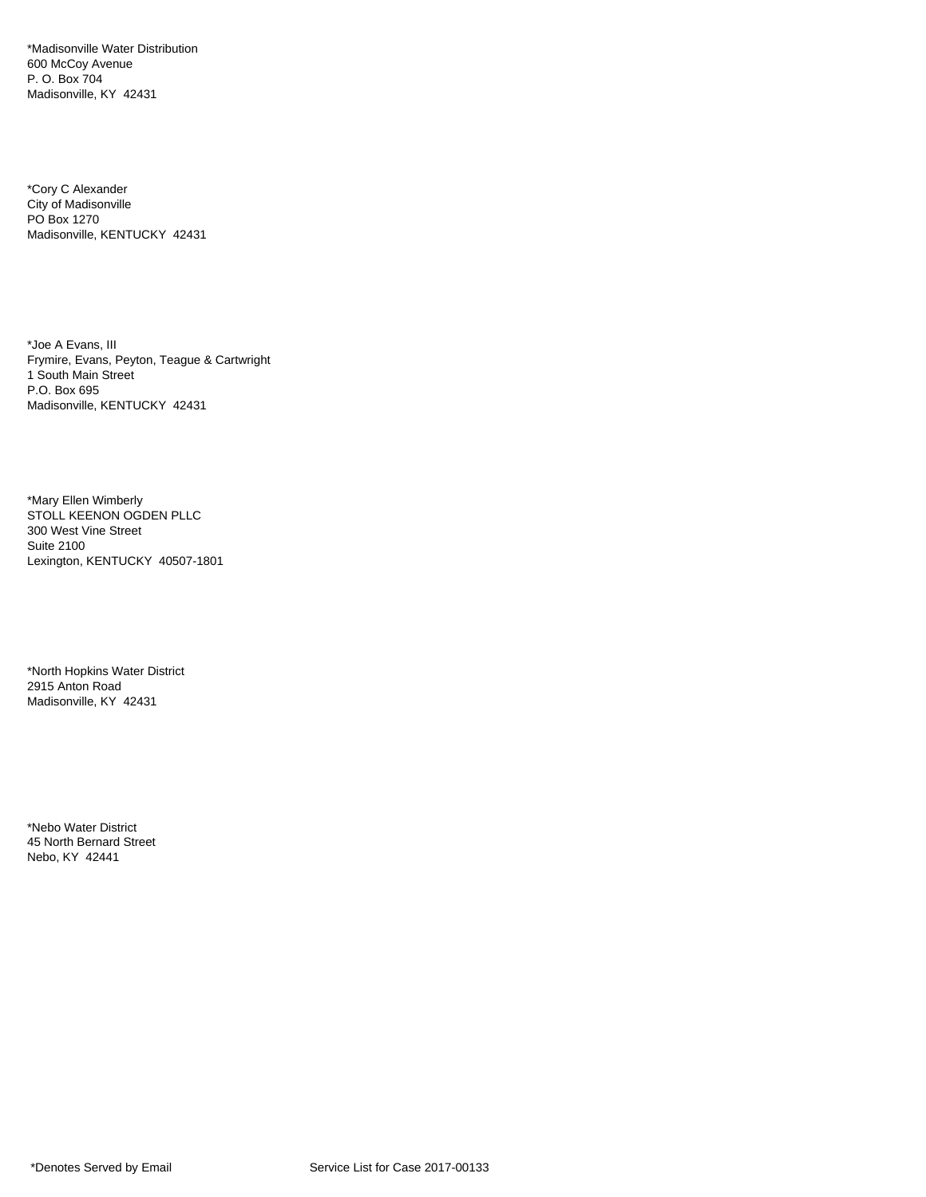*Madisonville Water Distribution
600 McCoy Avenue
P. O. Box 704
Madisonville, KY  42431

*Cory C Alexander
City of Madisonville
PO Box 1270
Madisonville, KENTUCKY  42431

*Joe A Evans, III
Frymire, Evans, Peyton, Teague & Cartwright
1 South Main Street
P.O. Box 695
Madisonville, KENTUCKY  42431

*Mary Ellen Wimberly
STOLL KEENON OGDEN PLLC
300 West Vine Street
Suite 2100
Lexington, KENTUCKY  40507-1801

*North Hopkins Water District
2915 Anton Road
Madisonville, KY  42431

*Nebo Water District
45 North Bernard Street
Nebo, KY  42441

*Denotes Served by Email

Service List for Case 2017-00133